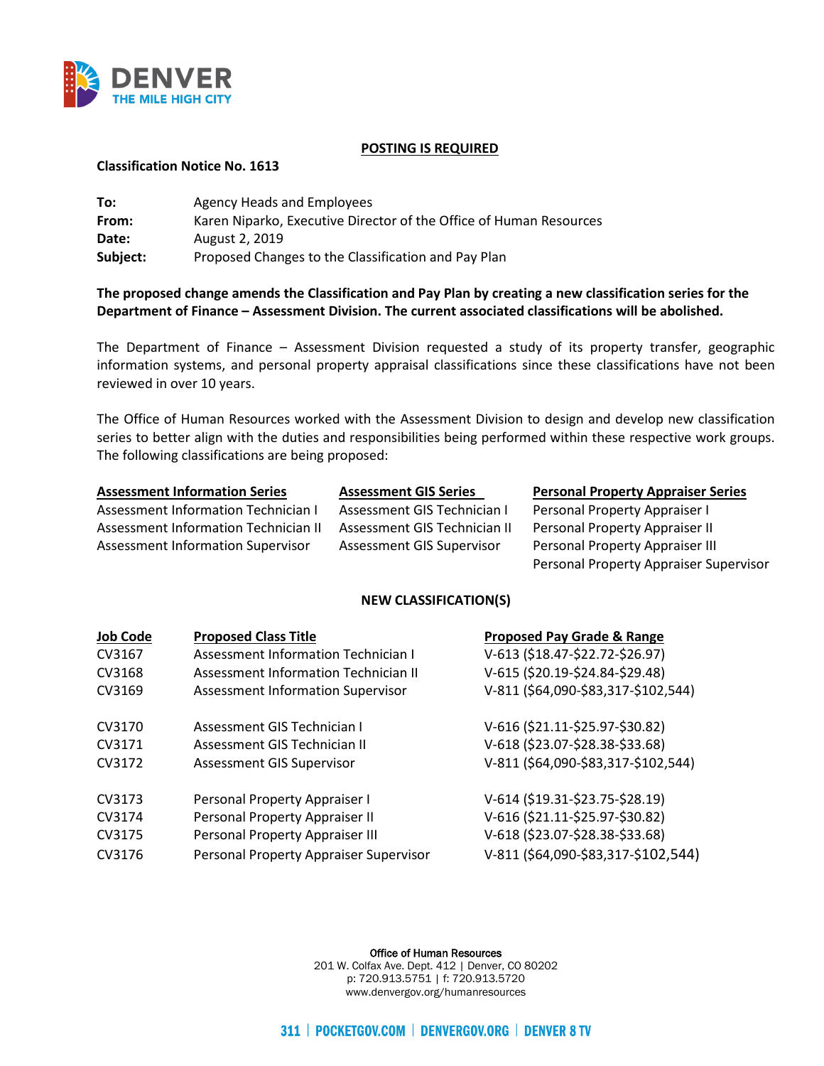**POSTING IS REQUIRED**

**Classification Notice No. 1613**

| | |
|---|---|
| **To:** | Agency Heads and Employees |
| **From:** | Karen Niparko, Executive Director of the Office of Human Resources |
| **Date:** | August 2, 2019 |
| **Subject:** | Proposed Changes to the Classification and Pay Plan |

**The proposed change amends the Classification and Pay Plan by creating a new classification series for the Department of Finance – Assessment Division. The current associated classifications will be abolished.**

The Department of Finance – Assessment Division requested a study of its property transfer, geographic information systems, and personal property appraisal classifications since these classifications have not been reviewed in over 10 years.

The Office of Human Resources worked with the Assessment Division to design and develop new classification series to better align with the duties and responsibilities being performed within these respective work groups. The following classifications are being proposed:

| Assessment Information Series | Assessment GIS Series | Personal Property Appraiser Series |
|---|---|---|
| Assessment Information Technician I | Assessment GIS Technician I | Personal Property Appraiser I |
| Assessment Information Technician II | Assessment GIS Technician II | Personal Property Appraiser II |
| Assessment Information Supervisor | Assessment GIS Supervisor | Personal Property Appraiser III |
| | | Personal Property Appraiser Supervisor |

**NEW CLASSIFICATION(S)**

| Job Code | Proposed Class Title | Proposed Pay Grade & Range |
|---|---|---|
| CV3167 | Assessment Information Technician I | V-613 ($18.47-$22.72-$26.97) |
| CV3168 | Assessment Information Technician II | V-615 ($20.19-$24.84-$29.48) |
| CV3169 | Assessment Information Supervisor | V-811 ($64,090-$83,317-$102,544) |
| CV3170 | Assessment GIS Technician I | V-616 ($21.11-$25.97-$30.82) |
| CV3171 | Assessment GIS Technician II | V-618 ($23.07-$28.38-$33.68) |
| CV3172 | Assessment GIS Supervisor | V-811 ($64,090-$83,317-$102,544) |
| CV3173 | Personal Property Appraiser I | V-614 ($19.31-$23.75-$28.19) |
| CV3174 | Personal Property Appraiser II | V-616 ($21.11-$25.97-$30.82) |
| CV3175 | Personal Property Appraiser III | V-618 ($23.07-$28.38-$33.68) |
| CV3176 | Personal Property Appraiser Supervisor | V-811 ($64,090-$83,317-$102,544) |

Office of Human Resources
201 W. Colfax Ave. Dept. 412 | Denver, CO 80202
p: 720.913.5751 | f: 720.913.5720
www.denvergov.org/humanresources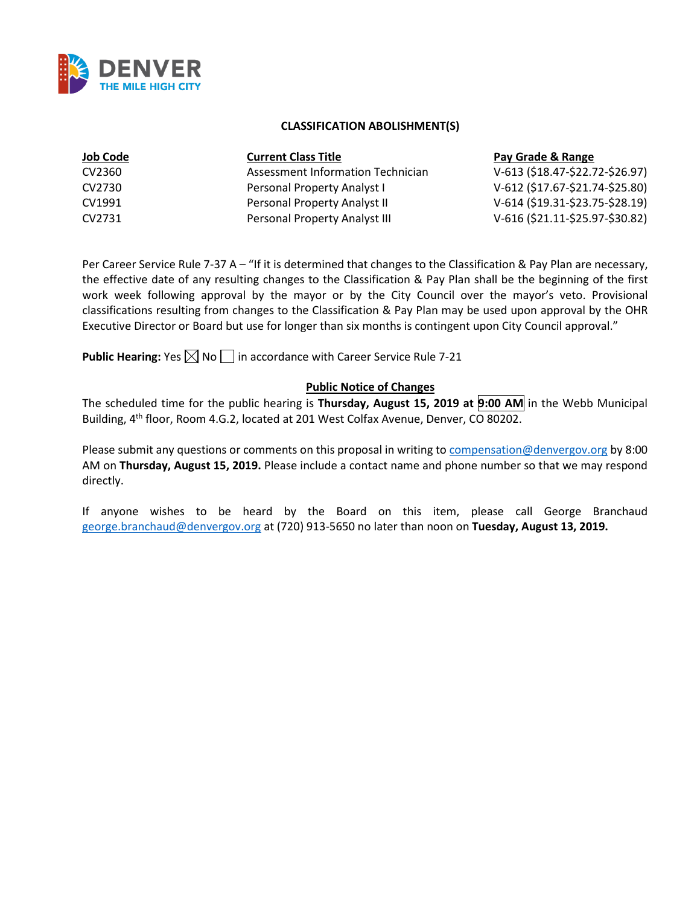DENVER
THE MILE HIGH CITY

## CLASSIFICATION ABOLISHMENT(S)

| Job Code | Current Class Title | Pay Grade & Range |
|---|---|---|
| CV2360 | Assessment Information Technician | V-613 ($18.47-$22.72-$26.97) |
| CV2730 | Personal Property Analyst I | V-612 ($17.67-$21.74-$25.80) |
| CV1991 | Personal Property Analyst II | V-614 ($19.31-$23.75-$28.19) |
| CV2731 | Personal Property Analyst III | V-616 ($21.11-$25.97-$30.82) |

Per Career Service Rule 7-37 A – "If it is determined that changes to the Classification & Pay Plan are necessary, the effective date of any resulting changes to the Classification & Pay Plan shall be the beginning of the first work week following approval by the mayor or by the City Council over the mayor's veto. Provisional classifications resulting from changes to the Classification & Pay Plan may be used upon approval by the OHR Executive Director or Board but use for longer than six months is contingent upon City Council approval."

**Public Hearing:** Yes ☒ No ☐ in accordance with Career Service Rule 7-21

**Public Notice of Changes**

The scheduled time for the public hearing is **Thursday, August 15, 2019 at 9:00 AM** in the Webb Municipal Building, 4th floor, Room 4.G.2, located at 201 West Colfax Avenue, Denver, CO 80202.

Please submit any questions or comments on this proposal in writing to compensation@denvergov.org by 8:00 AM on **Thursday, August 15, 2019.** Please include a contact name and phone number so that we may respond directly.

If anyone wishes to be heard by the Board on this item, please call George Branchaud george.branchaud@denvergov.org at (720) 913-5650 no later than noon on **Tuesday, August 13, 2019.**